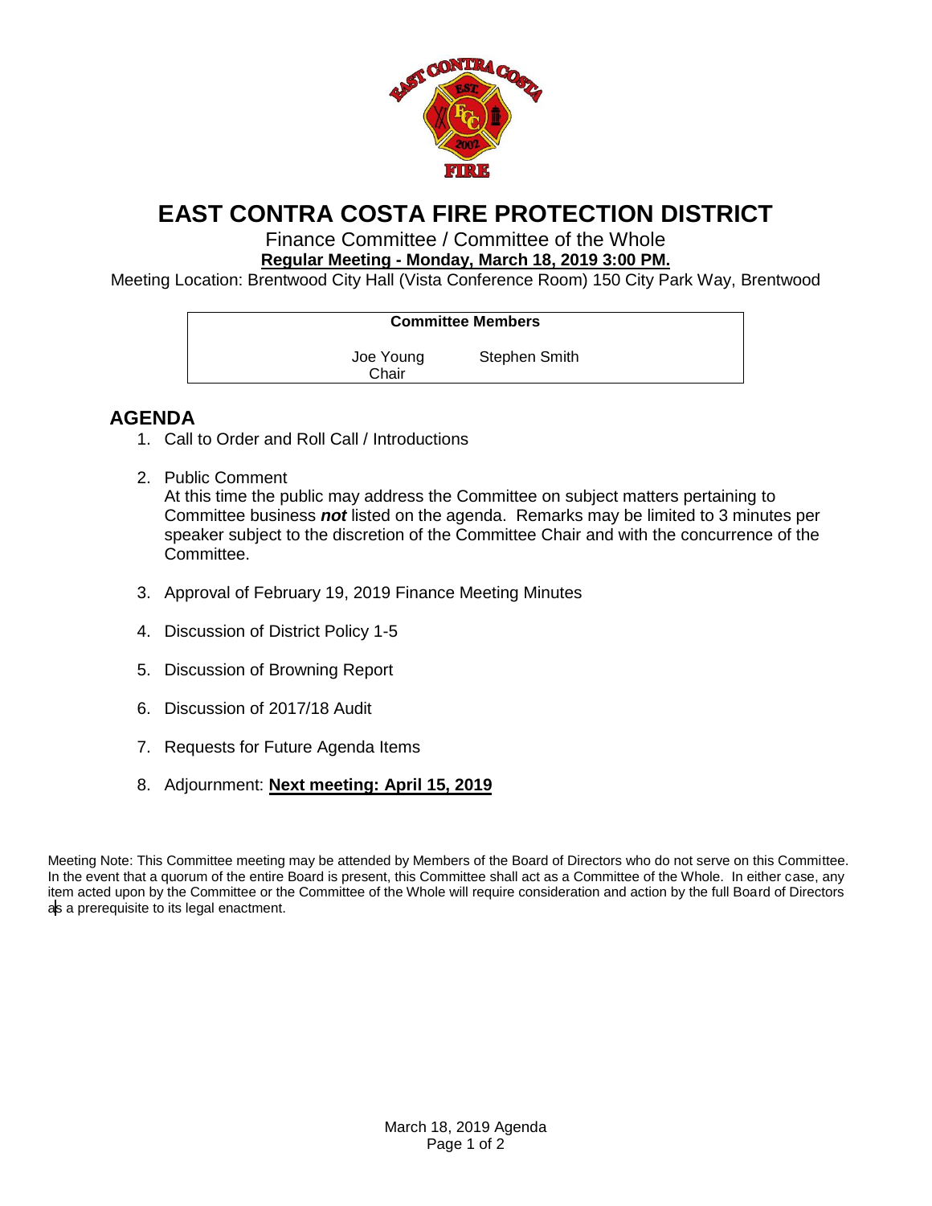# EAST CONTRA COSTA FIRE PROTECTION DISTRICT

Finance Committee / Committee of the Whole

**Regular Meeting - Monday, March 18, 2019 3:00 PM.**

Meeting Location: Brentwood City Hall (Vista Conference Room) 150 City Park Way, Brentwood

| Committee Members | |
|---|---|
| Joe Young<br>Chair | Stephen Smith |

## AGENDA

1. Call to Order and Roll Call / Introductions
2. Public Comment
   At this time the public may address the Committee on subject matters pertaining to Committee business ***not*** listed on the agenda. Remarks may be limited to 3 minutes per speaker subject to the discretion of the Committee Chair and with the concurrence of the Committee.
3. Approval of February 19, 2019 Finance Meeting Minutes
4. Discussion of District Policy 1-5
5. Discussion of Browning Report
6. Discussion of 2017/18 Audit
7. Requests for Future Agenda Items
8. Adjournment: **Next meeting: April 15, 2019**

Meeting Note: This Committee meeting may be attended by Members of the Board of Directors who do not serve on this Committee. In the event that a quorum of the entire Board is present, this Committee shall act as a Committee of the Whole. In either case, any item acted upon by the Committee or the Committee of the Whole will require consideration and action by the full Board of Directors as a prerequisite to its legal enactment.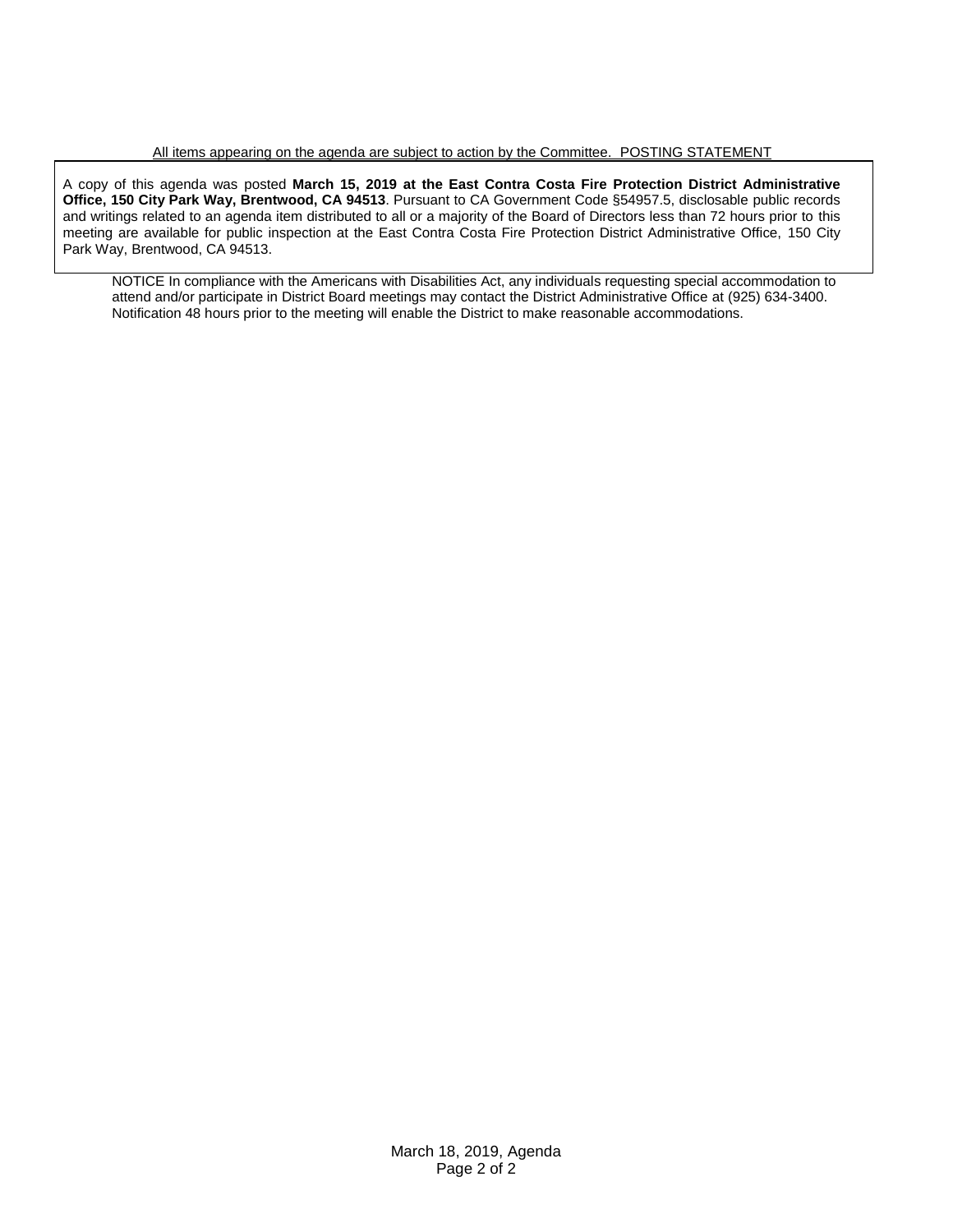All items appearing on the agenda are subject to action by the Committee. POSTING STATEMENT

A copy of this agenda was posted **March 15, 2019 at the East Contra Costa Fire Protection District Administrative Office, 150 City Park Way, Brentwood, CA 94513**. Pursuant to CA Government Code §54957.5, disclosable public records and writings related to an agenda item distributed to all or a majority of the Board of Directors less than 72 hours prior to this meeting are available for public inspection at the East Contra Costa Fire Protection District Administrative Office, 150 City Park Way, Brentwood, CA 94513.

NOTICE In compliance with the Americans with Disabilities Act, any individuals requesting special accommodation to attend and/or participate in District Board meetings may contact the District Administrative Office at (925) 634-3400. Notification 48 hours prior to the meeting will enable the District to make reasonable accommodations.